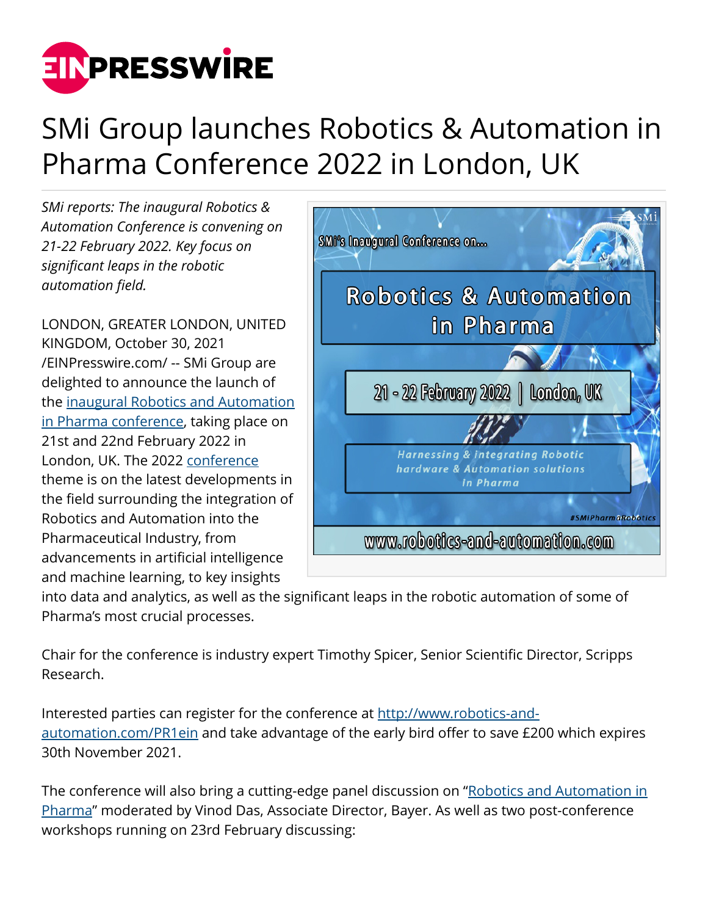# SMi Group launches Robotics & Automation in Pharma Conference 2022 in London, UK

*SMi reports: The inaugural Robotics & Automation Conference is convening on 21-22 February 2022. Key focus on significant leaps in the robotic automation field.*

LONDON, GREATER LONDON, UNITED KINGDOM, October 30, 2021 /EINPresswire.com/ -- SMi Group are delighted to announce the launch of the inaugural Robotics and Automation in Pharma conference, taking place on 21st and 22nd February 2022 in London, UK. The 2022 conference theme is on the latest developments in the field surrounding the integration of Robotics and Automation into the Pharmaceutical Industry, from advancements in artificial intelligence and machine learning, to key insights into data and analytics, as well as the significant leaps in the robotic automation of some of Pharma's most crucial processes.

Chair for the conference is industry expert Timothy Spicer, Senior Scientific Director, Scripps Research.

Interested parties can register for the conference at http://www.robotics-and-automation.com/PR1ein and take advantage of the early bird offer to save £200 which expires 30th November 2021.

The conference will also bring a cutting-edge panel discussion on "Robotics and Automation in Pharma" moderated by Vinod Das, Associate Director, Bayer. As well as two post-conference workshops running on 23rd February discussing: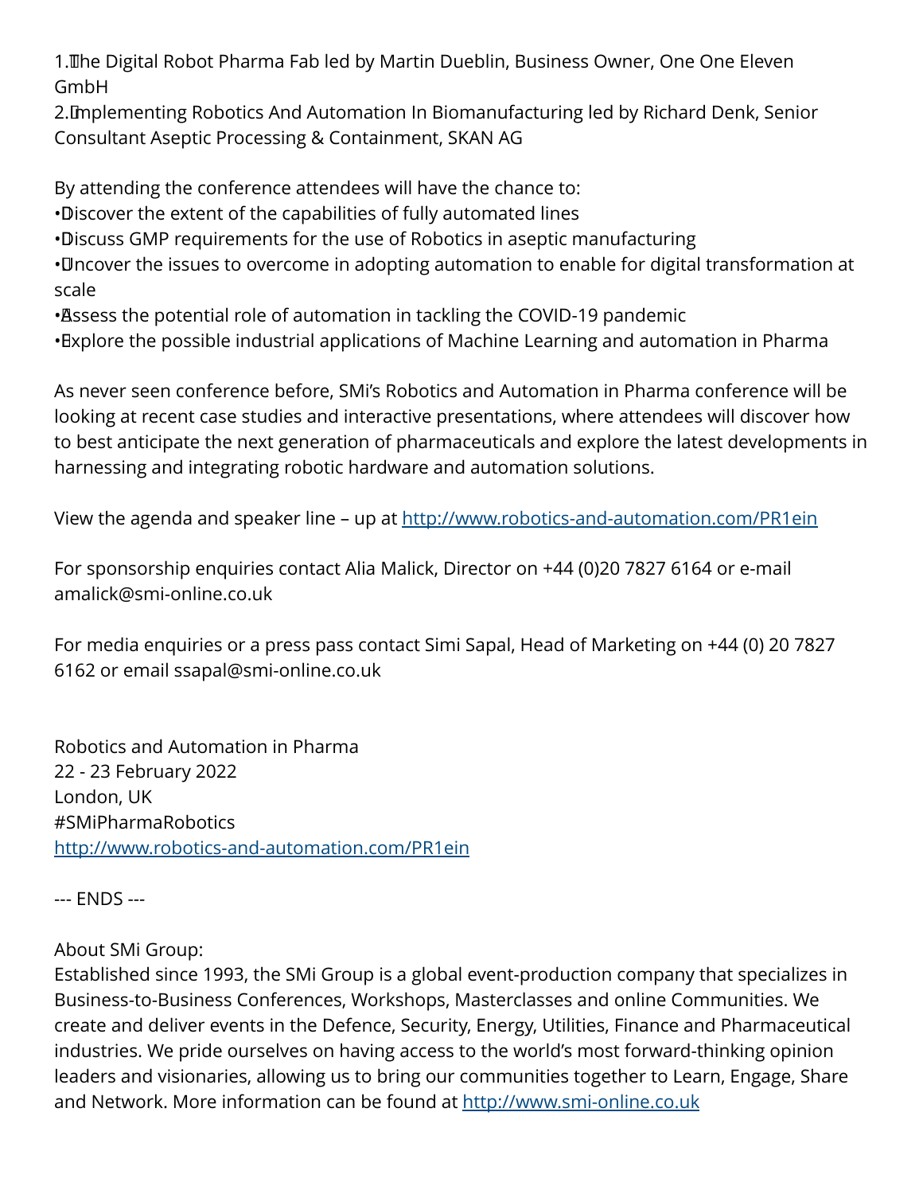1. The Digital Robot Pharma Fab led by Martin Dueblin, Business Owner, One One Eleven GmbH
2. Implementing Robotics And Automation In Biomanufacturing led by Richard Denk, Senior Consultant Aseptic Processing & Containment, SKAN AG

By attending the conference attendees will have the chance to:

- Discover the extent of the capabilities of fully automated lines
- Discuss GMP requirements for the use of Robotics in aseptic manufacturing
- Uncover the issues to overcome in adopting automation to enable for digital transformation at scale
- Assess the potential role of automation in tackling the COVID-19 pandemic
- Explore the possible industrial applications of Machine Learning and automation in Pharma

As never seen conference before, SMi's Robotics and Automation in Pharma conference will be looking at recent case studies and interactive presentations, where attendees will discover how to best anticipate the next generation of pharmaceuticals and explore the latest developments in harnessing and integrating robotic hardware and automation solutions.

View the agenda and speaker line – up at http://www.robotics-and-automation.com/PR1ein

For sponsorship enquiries contact Alia Malick, Director on +44 (0)20 7827 6164 or e-mail amalick@smi-online.co.uk

For media enquiries or a press pass contact Simi Sapal, Head of Marketing on +44 (0) 20 7827 6162 or email ssapal@smi-online.co.uk

Robotics and Automation in Pharma
22 - 23 February 2022
London, UK
#SMiPharmaRobotics
http://www.robotics-and-automation.com/PR1ein

--- ENDS ---

About SMi Group:
Established since 1993, the SMi Group is a global event-production company that specializes in Business-to-Business Conferences, Workshops, Masterclasses and online Communities. We create and deliver events in the Defence, Security, Energy, Utilities, Finance and Pharmaceutical industries. We pride ourselves on having access to the world's most forward-thinking opinion leaders and visionaries, allowing us to bring our communities together to Learn, Engage, Share and Network. More information can be found at http://www.smi-online.co.uk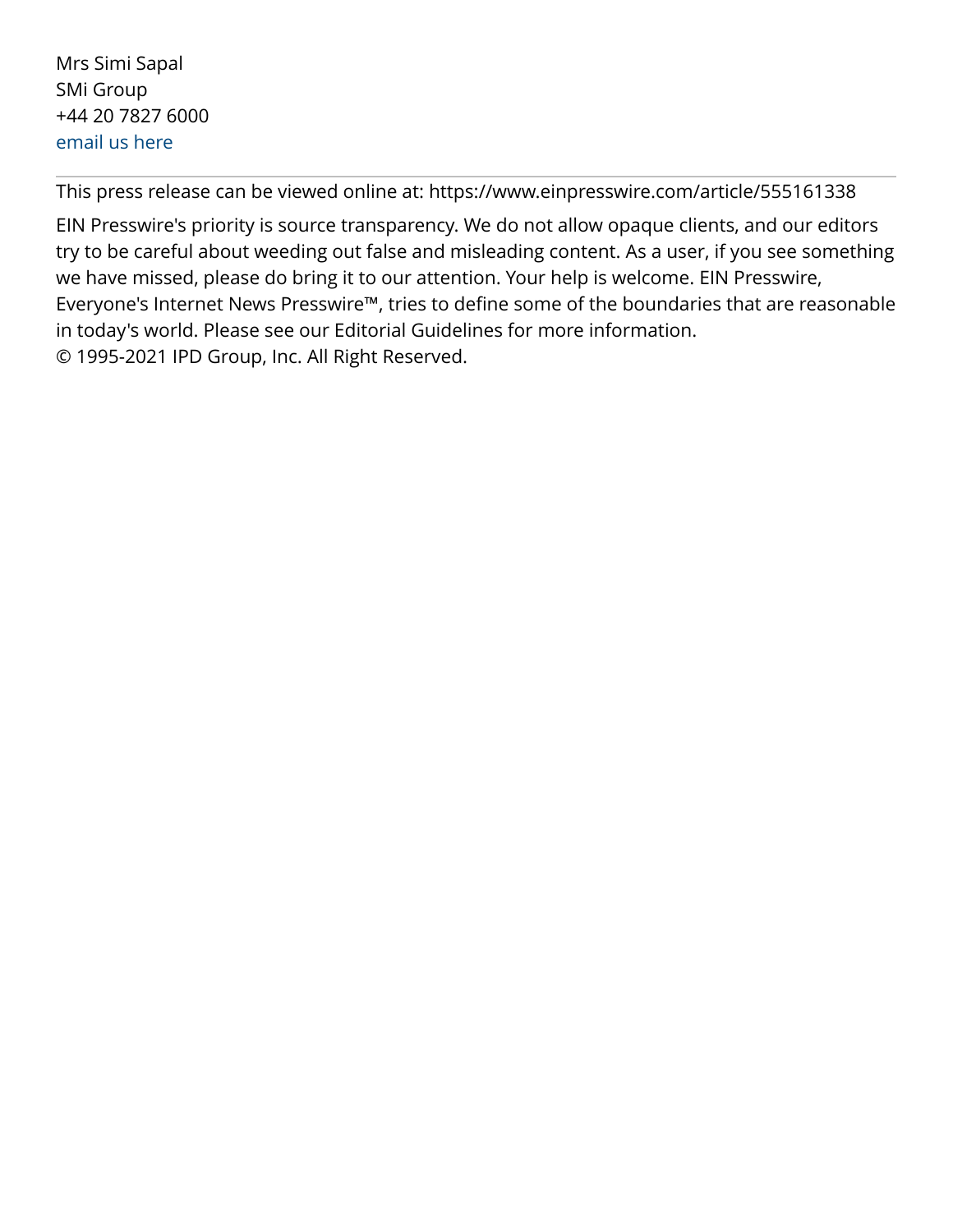Mrs Simi Sapal
SMi Group
+44 20 7827 6000
email us here

---

This press release can be viewed online at: https://www.einpresswire.com/article/555161338

EIN Presswire's priority is source transparency. We do not allow opaque clients, and our editors try to be careful about weeding out false and misleading content. As a user, if you see something we have missed, please do bring it to our attention. Your help is welcome. EIN Presswire, Everyone's Internet News Presswire™, tries to define some of the boundaries that are reasonable in today's world. Please see our Editorial Guidelines for more information.
© 1995-2021 IPD Group, Inc. All Right Reserved.